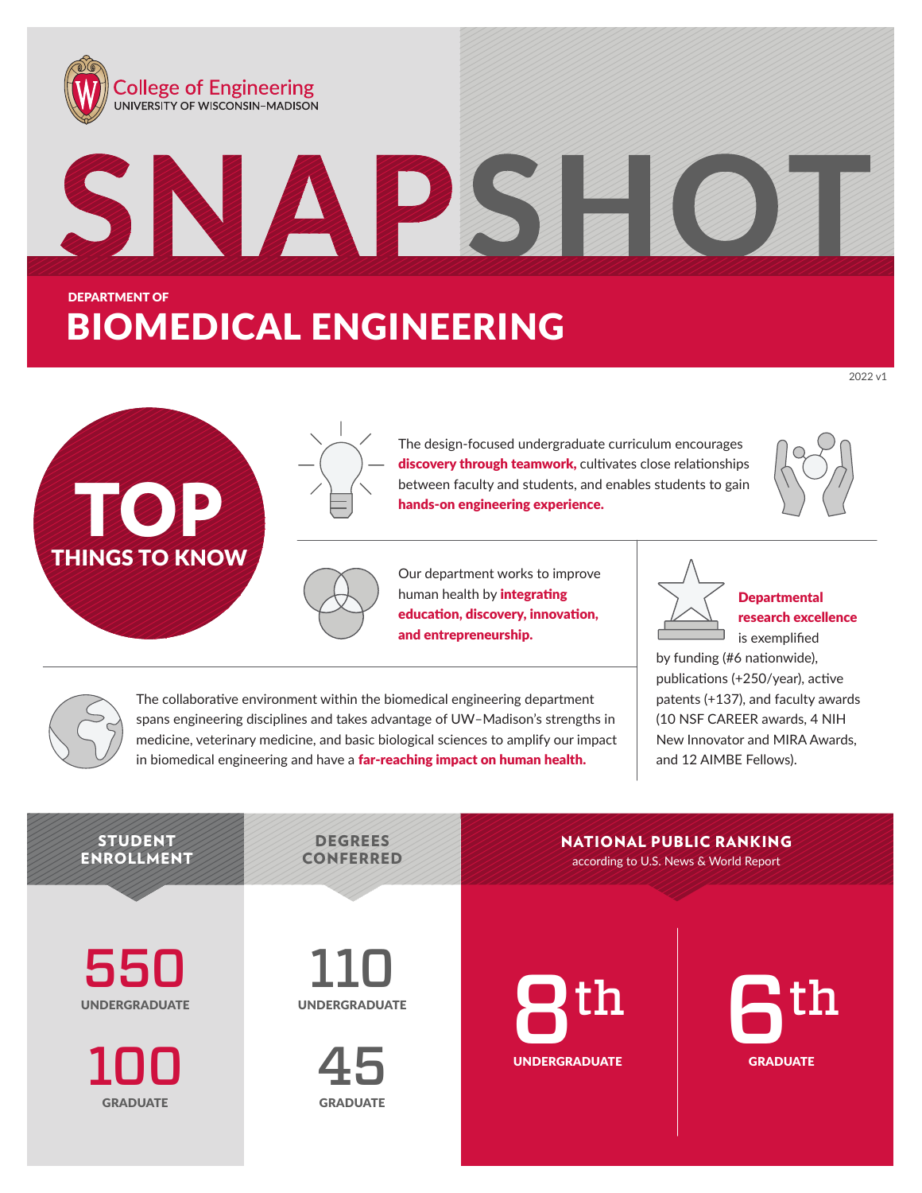College of Engineering
UNIVERSITY OF WISCONSIN–MADISON

# SNAPSHOT

DEPARTMENT OF

## BIOMEDICAL ENGINEERING

2022 v1

## TOP THINGS TO KNOW

The design-focused undergraduate curriculum encourages **discovery through teamwork,** cultivates close relationships between faculty and students, and enables students to gain **hands-on engineering experience.**

Our department works to improve human health by **integrating education, discovery, innovation, and entrepreneurship.**

**Departmental research excellence** is exemplified by funding (#6 nationwide), publications (+250/year), active patents (+137), and faculty awards (10 NSF CAREER awards, 4 NIH New Innovator and MIRA Awards, and 12 AIMBE Fellows).

The collaborative environment within the biomedical engineering department spans engineering disciplines and takes advantage of UW–Madison's strengths in medicine, veterinary medicine, and basic biological sciences to amplify our impact in biomedical engineering and have a **far-reaching impact on human health.**

### STUDENT ENROLLMENT

**550** UNDERGRADUATE

**100** GRADUATE

### DEGREES CONFERRED

**110** UNDERGRADUATE

**45** GRADUATE

### NATIONAL PUBLIC RANKING

according to U.S. News & World Report

**8th** UNDERGRADUATE

**6th** GRADUATE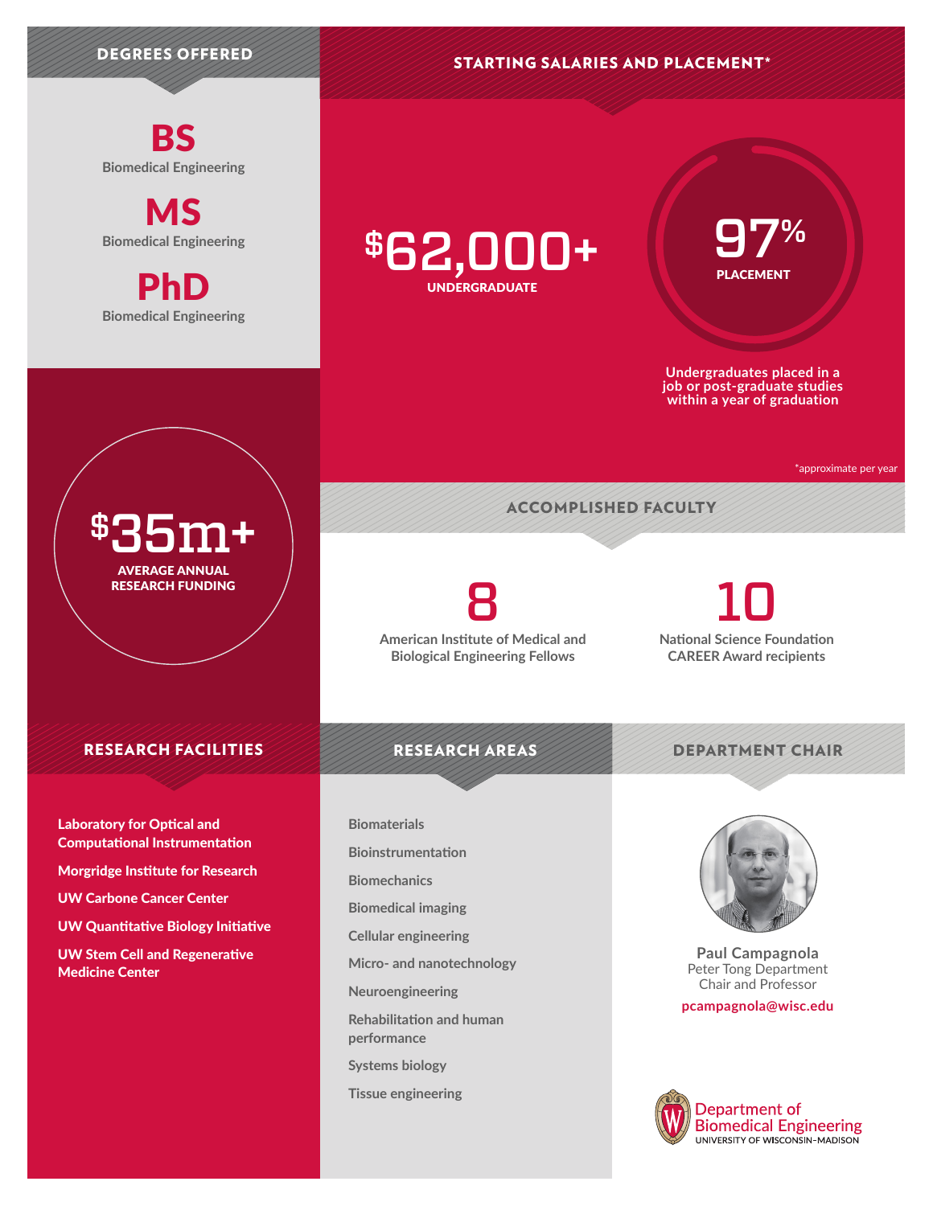## DEGREES OFFERED

**BS**
Biomedical Engineering

**MS**
Biomedical Engineering

**PhD**
Biomedical Engineering

## STARTING SALARIES AND PLACEMENT*

**$62,000+**
UNDERGRADUATE

**97%**
PLACEMENT

Undergraduates placed in a job or post-graduate studies within a year of graduation

*approximate per year

**$35m+**
AVERAGE ANNUAL RESEARCH FUNDING

## ACCOMPLISHED FACULTY

**8**
American Institute of Medical and Biological Engineering Fellows

**10**
National Science Foundation CAREER Award recipients

## RESEARCH FACILITIES

- Laboratory for Optical and Computational Instrumentation
- Morgridge Institute for Research
- UW Carbone Cancer Center
- UW Quantitative Biology Initiative
- UW Stem Cell and Regenerative Medicine Center

## RESEARCH AREAS

- Biomaterials
- Bioinstrumentation
- Biomechanics
- Biomedical imaging
- Cellular engineering
- Micro- and nanotechnology
- Neuroengineering
- Rehabilitation and human performance
- Systems biology
- Tissue engineering

## DEPARTMENT CHAIR

**Paul Campagnola**
Peter Tong Department Chair and Professor
pcampagnola@wisc.edu

Department of Biomedical Engineering
UNIVERSITY OF WISCONSIN–MADISON